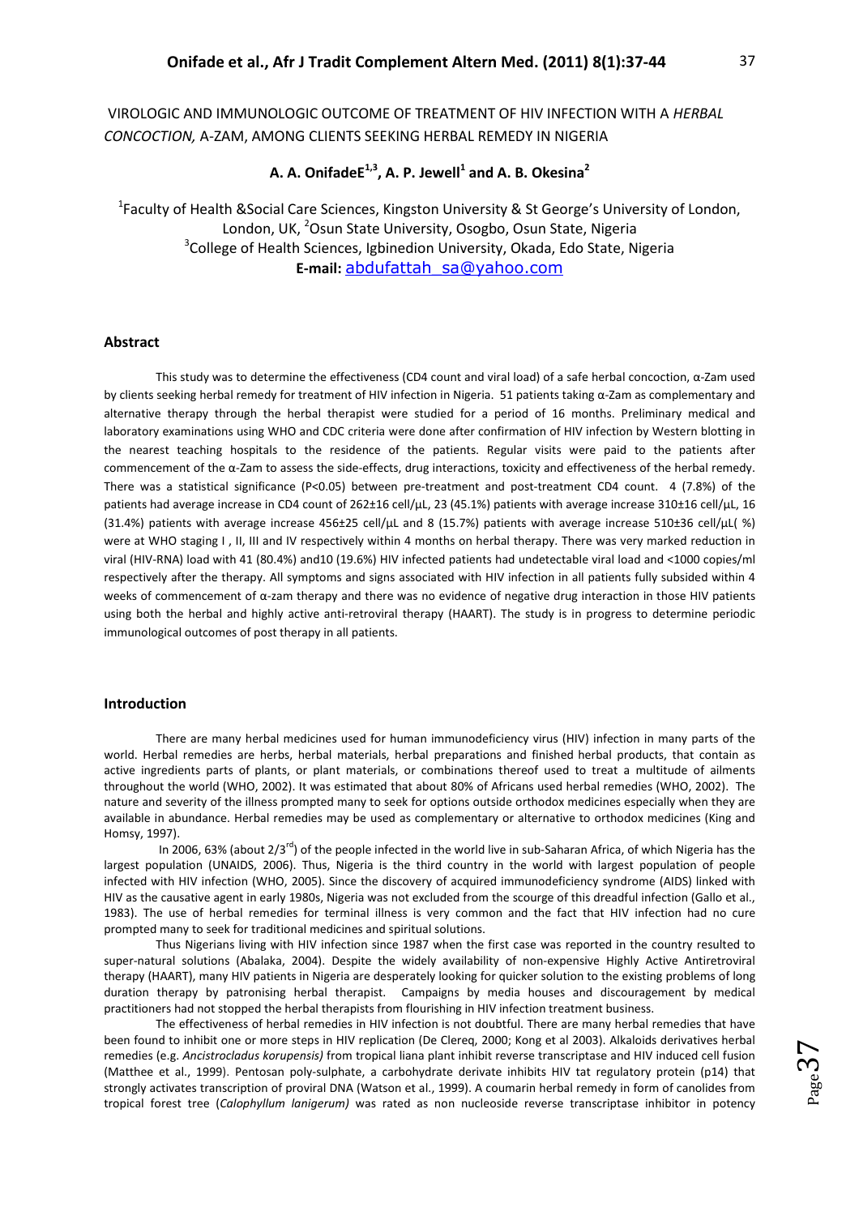VIROLOGIC AND IMMUNOLOGIC OUTCOME OF TREATMENT OF HIV INFECTION WITH A *HERBAL CONCOCTION,* A-ZAM, AMONG CLIENTS SEEKING HERBAL REMEDY IN NIGERIA

**A. A. OnifadeE[1,3], A. P. Jewell[1] and A. B. Okesina[2]**

[1]Faculty of Health &Social Care Sciences, Kingston University & St George's University of London, London, UK, [2]Osun State University, Osogbo, Osun State, Nigeria
[3]College of Health Sciences, Igbinedion University, Okada, Edo State, Nigeria
**E-mail:** abdufattah_sa@yahoo.com

## Abstract

This study was to determine the effectiveness (CD4 count and viral load) of a safe herbal concoction, α-Zam used by clients seeking herbal remedy for treatment of HIV infection in Nigeria. 51 patients taking α-Zam as complementary and alternative therapy through the herbal therapist were studied for a period of 16 months. Preliminary medical and laboratory examinations using WHO and CDC criteria were done after confirmation of HIV infection by Western blotting in the nearest teaching hospitals to the residence of the patients. Regular visits were paid to the patients after commencement of the α-Zam to assess the side-effects, drug interactions, toxicity and effectiveness of the herbal remedy. There was a statistical significance (P<0.05) between pre-treatment and post-treatment CD4 count. 4 (7.8%) of the patients had average increase in CD4 count of 262±16 cell/µL, 23 (45.1%) patients with average increase 310±16 cell/µL, 16 (31.4%) patients with average increase 456±25 cell/µL and 8 (15.7%) patients with average increase 510±36 cell/µL( %) were at WHO staging I , II, III and IV respectively within 4 months on herbal therapy. There was very marked reduction in viral (HIV-RNA) load with 41 (80.4%) and10 (19.6%) HIV infected patients had undetectable viral load and <1000 copies/ml respectively after the therapy. All symptoms and signs associated with HIV infection in all patients fully subsided within 4 weeks of commencement of α-zam therapy and there was no evidence of negative drug interaction in those HIV patients using both the herbal and highly active anti-retroviral therapy (HAART). The study is in progress to determine periodic immunological outcomes of post therapy in all patients.

## Introduction

There are many herbal medicines used for human immunodeficiency virus (HIV) infection in many parts of the world. Herbal remedies are herbs, herbal materials, herbal preparations and finished herbal products, that contain as active ingredients parts of plants, or plant materials, or combinations thereof used to treat a multitude of ailments throughout the world (WHO, 2002). It was estimated that about 80% of Africans used herbal remedies (WHO, 2002). The nature and severity of the illness prompted many to seek for options outside orthodox medicines especially when they are available in abundance. Herbal remedies may be used as complementary or alternative to orthodox medicines (King and Homsy, 1997).

In 2006, 63% (about 2/3rd) of the people infected in the world live in sub-Saharan Africa, of which Nigeria has the largest population (UNAIDS, 2006). Thus, Nigeria is the third country in the world with largest population of people infected with HIV infection (WHO, 2005). Since the discovery of acquired immunodeficiency syndrome (AIDS) linked with HIV as the causative agent in early 1980s, Nigeria was not excluded from the scourge of this dreadful infection (Gallo et al., 1983). The use of herbal remedies for terminal illness is very common and the fact that HIV infection had no cure prompted many to seek for traditional medicines and spiritual solutions.

Thus Nigerians living with HIV infection since 1987 when the first case was reported in the country resulted to super-natural solutions (Abalaka, 2004). Despite the widely availability of non-expensive Highly Active Antiretroviral therapy (HAART), many HIV patients in Nigeria are desperately looking for quicker solution to the existing problems of long duration therapy by patronising herbal therapist. Campaigns by media houses and discouragement by medical practitioners had not stopped the herbal therapists from flourishing in HIV infection treatment business.

The effectiveness of herbal remedies in HIV infection is not doubtful. There are many herbal remedies that have been found to inhibit one or more steps in HIV replication (De Clereq, 2000; Kong et al 2003). Alkaloids derivatives herbal remedies (e.g. *Ancistrocladus korupensis)* from tropical liana plant inhibit reverse transcriptase and HIV induced cell fusion (Matthee et al., 1999). Pentosan poly-sulphate, a carbohydrate derivate inhibits HIV tat regulatory protein (p14) that strongly activates transcription of proviral DNA (Watson et al., 1999). A coumarin herbal remedy in form of canolides from tropical forest tree (*Calophyllum lanigerum)* was rated as non nucleoside reverse transcriptase inhibitor in potency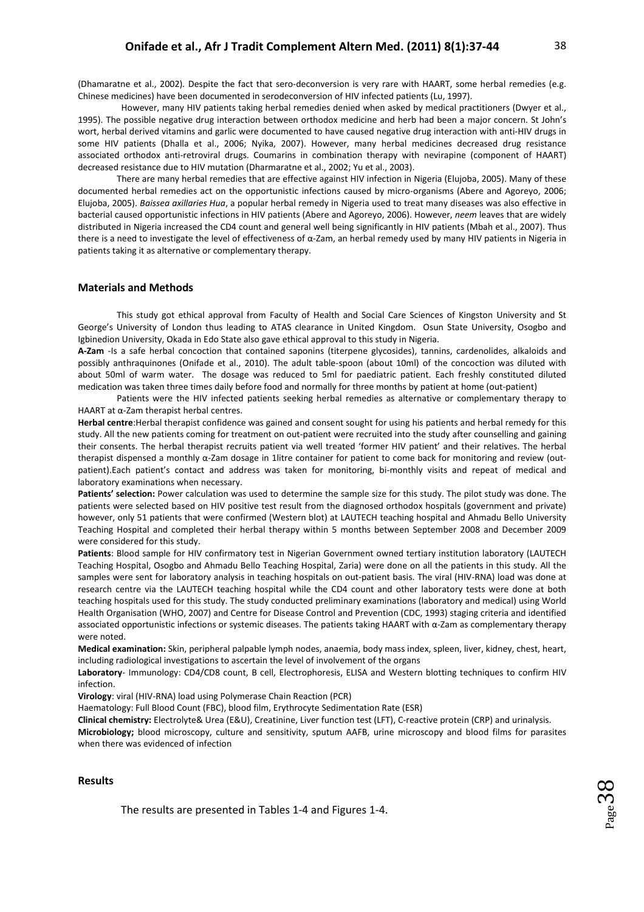(Dhamaratne et al., 2002). Despite the fact that sero-deconversion is very rare with HAART, some herbal remedies (e.g. Chinese medicines) have been documented in serodeconversion of HIV infected patients (Lu, 1997).

However, many HIV patients taking herbal remedies denied when asked by medical practitioners (Dwyer et al., 1995). The possible negative drug interaction between orthodox medicine and herb had been a major concern. St John's wort, herbal derived vitamins and garlic were documented to have caused negative drug interaction with anti-HIV drugs in some HIV patients (Dhalla et al., 2006; Nyika, 2007). However, many herbal medicines decreased drug resistance associated orthodox anti-retroviral drugs. Coumarins in combination therapy with nevirapine (component of HAART) decreased resistance due to HIV mutation (Dharmaratne et al., 2002; Yu et al., 2003).

There are many herbal remedies that are effective against HIV infection in Nigeria (Elujoba, 2005). Many of these documented herbal remedies act on the opportunistic infections caused by micro-organisms (Abere and Agoreyo, 2006; Elujoba, 2005). *Baissea axillaries Hua*, a popular herbal remedy in Nigeria used to treat many diseases was also effective in bacterial caused opportunistic infections in HIV patients (Abere and Agoreyo, 2006). However, *neem* leaves that are widely distributed in Nigeria increased the CD4 count and general well being significantly in HIV patients (Mbah et al., 2007). Thus there is a need to investigate the level of effectiveness of α-Zam, an herbal remedy used by many HIV patients in Nigeria in patients taking it as alternative or complementary therapy.

## Materials and Methods

This study got ethical approval from Faculty of Health and Social Care Sciences of Kingston University and St George's University of London thus leading to ATAS clearance in United Kingdom. Osun State University, Osogbo and Igbinedion University, Okada in Edo State also gave ethical approval to this study in Nigeria.

**A-Zam** -Is a safe herbal concoction that contained saponins (titerpene glycosides), tannins, cardenolides, alkaloids and possibly anthraquinones (Onifade et al., 2010). The adult table-spoon (about 10ml) of the concoction was diluted with about 50ml of warm water. The dosage was reduced to 5ml for paediatric patient. Each freshly constituted diluted medication was taken three times daily before food and normally for three months by patient at home (out-patient)

Patients were the HIV infected patients seeking herbal remedies as alternative or complementary therapy to HAART at α-Zam therapist herbal centres.

**Herbal centre**:Herbal therapist confidence was gained and consent sought for using his patients and herbal remedy for this study. All the new patients coming for treatment on out-patient were recruited into the study after counselling and gaining their consents. The herbal therapist recruits patient via well treated 'former HIV patient' and their relatives. The herbal therapist dispensed a monthly α-Zam dosage in 1litre container for patient to come back for monitoring and review (out-patient).Each patient's contact and address was taken for monitoring, bi-monthly visits and repeat of medical and laboratory examinations when necessary.

**Patients' selection:** Power calculation was used to determine the sample size for this study. The pilot study was done. The patients were selected based on HIV positive test result from the diagnosed orthodox hospitals (government and private) however, only 51 patients that were confirmed (Western blot) at LAUTECH teaching hospital and Ahmadu Bello University Teaching Hospital and completed their herbal therapy within 5 months between September 2008 and December 2009 were considered for this study.

**Patients**: Blood sample for HIV confirmatory test in Nigerian Government owned tertiary institution laboratory (LAUTECH Teaching Hospital, Osogbo and Ahmadu Bello Teaching Hospital, Zaria) were done on all the patients in this study. All the samples were sent for laboratory analysis in teaching hospitals on out-patient basis. The viral (HIV-RNA) load was done at research centre via the LAUTECH teaching hospital while the CD4 count and other laboratory tests were done at both teaching hospitals used for this study. The study conducted preliminary examinations (laboratory and medical) using World Health Organisation (WHO, 2007) and Centre for Disease Control and Prevention (CDC, 1993) staging criteria and identified associated opportunistic infections or systemic diseases. The patients taking HAART with α-Zam as complementary therapy were noted.

**Medical examination:** Skin, peripheral palpable lymph nodes, anaemia, body mass index, spleen, liver, kidney, chest, heart, including radiological investigations to ascertain the level of involvement of the organs

**Laboratory**- Immunology: CD4/CD8 count, B cell, Electrophoresis, ELISA and Western blotting techniques to confirm HIV infection.

**Virology**: viral (HIV-RNA) load using Polymerase Chain Reaction (PCR)

Haematology: Full Blood Count (FBC), blood film, Erythrocyte Sedimentation Rate (ESR)

**Clinical chemistry:** Electrolyte& Urea (E&U), Creatinine, Liver function test (LFT), C-reactive protein (CRP) and urinalysis.

**Microbiology;** blood microscopy, culture and sensitivity, sputum AAFB, urine microscopy and blood films for parasites when there was evidenced of infection

## Results

The results are presented in Tables 1-4 and Figures 1-4.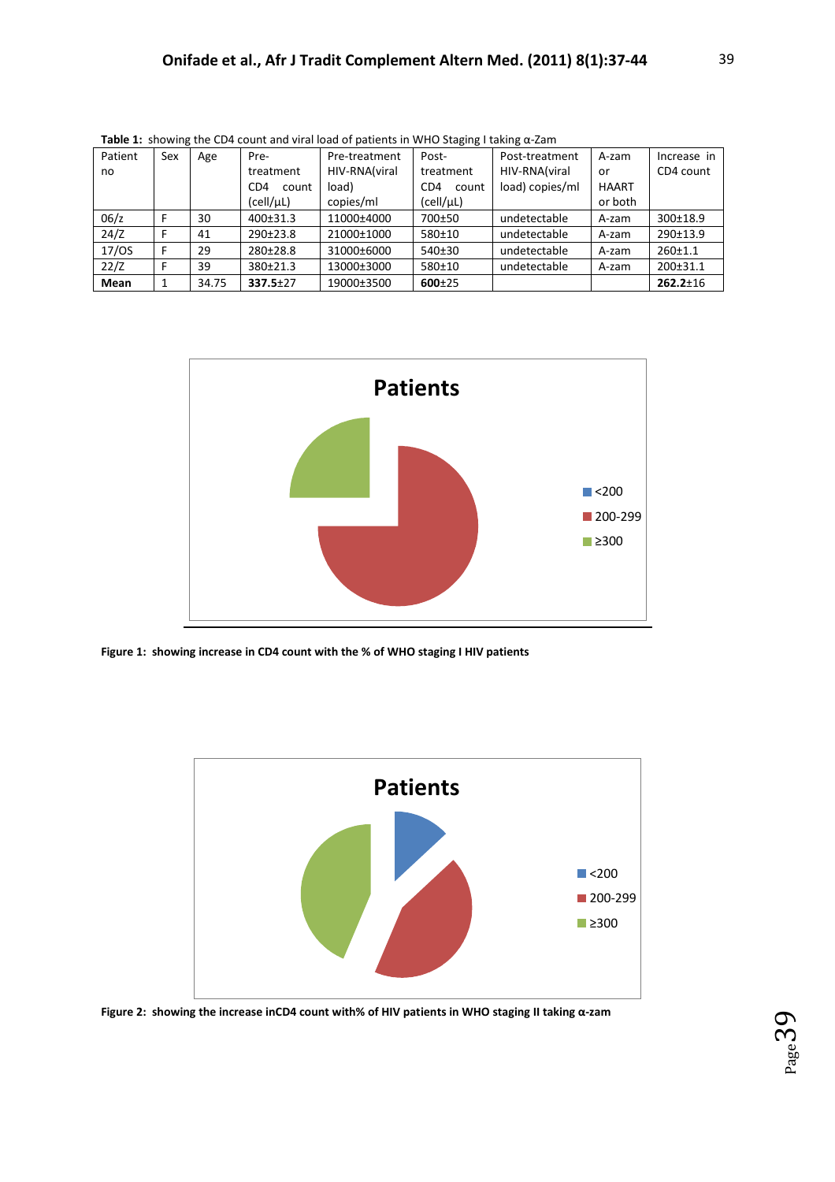**Table 1:** showing the CD4 count and viral load of patients in WHO Staging I taking α-Zam

| Patient no | Sex | Age | Pre-treatment CD4 count (cell/µL) | Pre-treatment HIV-RNA(viral load) copies/ml | Post-treatment CD4 count (cell/µL) | Post-treatment HIV-RNA(viral load) copies/ml | A-zam or HAART or both | Increase in CD4 count |
|---|---|---|---|---|---|---|---|---|
| 06/z | F | 30 | 400±31.3 | 11000±4000 | 700±50 | undetectable | A-zam | 300±18.9 |
| 24/Z | F | 41 | 290±23.8 | 21000±1000 | 580±10 | undetectable | A-zam | 290±13.9 |
| 17/OS | F | 29 | 280±28.8 | 31000±6000 | 540±30 | undetectable | A-zam | 260±1.1 |
| 22/Z | F | 39 | 380±21.3 | 13000±3000 | 580±10 | undetectable | A-zam | 200±31.1 |
| **Mean** | 1 | 34.75 | **337.5**±27 | 19000±3500 | **600**±25 | | | **262.2**±16 |

**Figure 1: showing increase in CD4 count with the % of WHO staging I HIV patients**

**Figure 2: showing the increase inCD4 count with% of HIV patients in WHO staging II taking α-zam**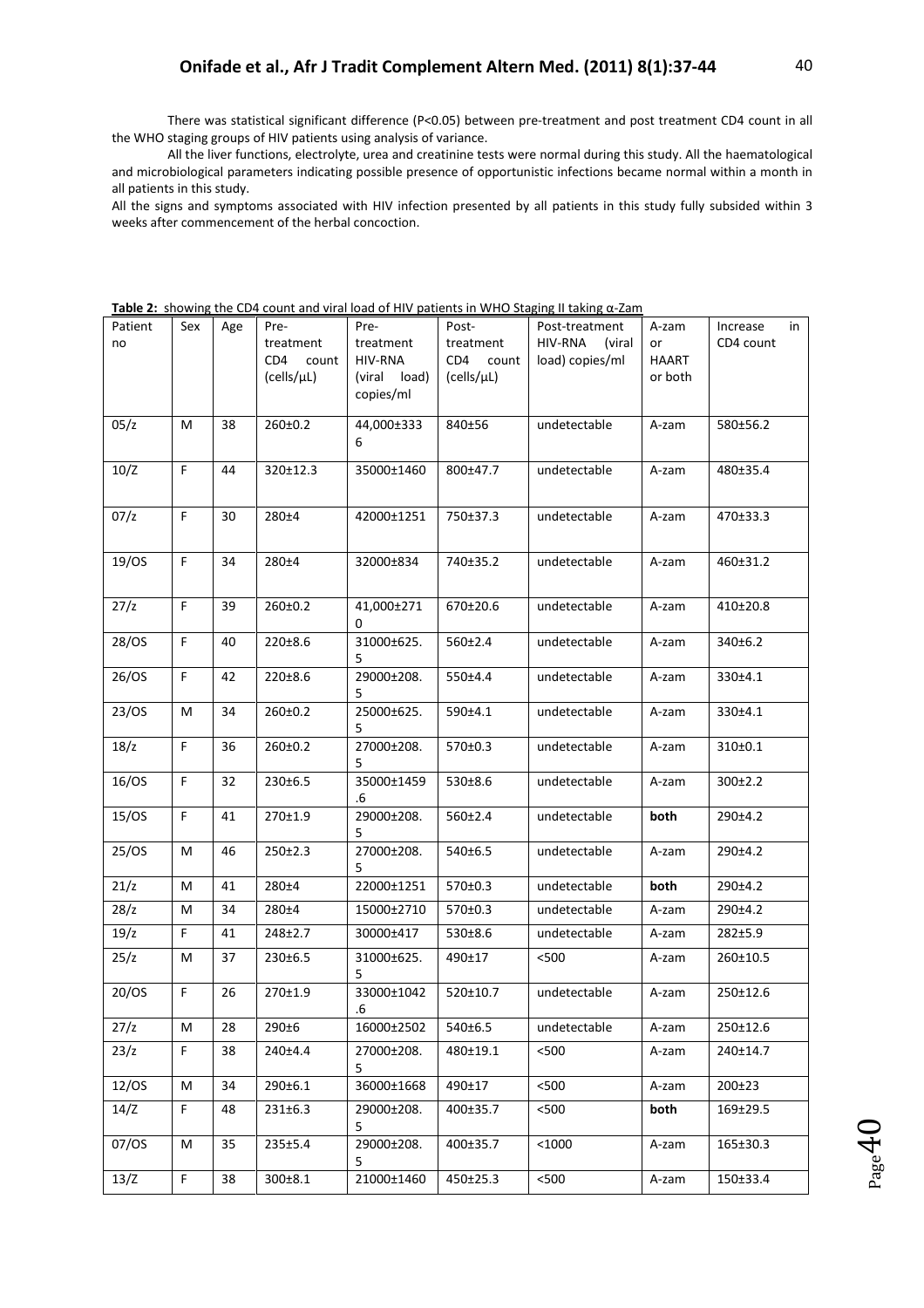There was statistical significant difference (P<0.05) between pre-treatment and post treatment CD4 count in all the WHO staging groups of HIV patients using analysis of variance.

All the liver functions, electrolyte, urea and creatinine tests were normal during this study. All the haematological and microbiological parameters indicating possible presence of opportunistic infections became normal within a month in all patients in this study.

All the signs and symptoms associated with HIV infection presented by all patients in this study fully subsided within 3 weeks after commencement of the herbal concoction.

**Table 2:** showing the CD4 count and viral load of HIV patients in WHO Staging II taking α-Zam

| Patient no | Sex | Age | Pre-treatment CD4 count (cells/μL) | Pre-treatment HIV-RNA (viral load) copies/ml | Post-treatment CD4 count (cells/μL) | Post-treatment HIV-RNA (viral load) copies/ml | A-zam or HAART or both | Increase in CD4 count |
|---|---|---|---|---|---|---|---|---|
| 05/z | M | 38 | 260±0.2 | 44,000±3336 | 840±56 | undetectable | A-zam | 580±56.2 |
| 10/Z | F | 44 | 320±12.3 | 35000±1460 | 800±47.7 | undetectable | A-zam | 480±35.4 |
| 07/z | F | 30 | 280±4 | 42000±1251 | 750±37.3 | undetectable | A-zam | 470±33.3 |
| 19/OS | F | 34 | 280±4 | 32000±834 | 740±35.2 | undetectable | A-zam | 460±31.2 |
| 27/z | F | 39 | 260±0.2 | 41,000±2710 | 670±20.6 | undetectable | A-zam | 410±20.8 |
| 28/OS | F | 40 | 220±8.6 | 31000±625.5 | 560±2.4 | undetectable | A-zam | 340±6.2 |
| 26/OS | F | 42 | 220±8.6 | 29000±208.5 | 550±4.4 | undetectable | A-zam | 330±4.1 |
| 23/OS | M | 34 | 260±0.2 | 25000±625.5 | 590±4.1 | undetectable | A-zam | 330±4.1 |
| 18/z | F | 36 | 260±0.2 | 27000±208.5 | 570±0.3 | undetectable | A-zam | 310±0.1 |
| 16/OS | F | 32 | 230±6.5 | 35000±1459.6 | 530±8.6 | undetectable | A-zam | 300±2.2 |
| 15/OS | F | 41 | 270±1.9 | 29000±208.5 | 560±2.4 | undetectable | **both** | 290±4.2 |
| 25/OS | M | 46 | 250±2.3 | 27000±208.5 | 540±6.5 | undetectable | A-zam | 290±4.2 |
| 21/z | M | 41 | 280±4 | 22000±1251 | 570±0.3 | undetectable | **both** | 290±4.2 |
| 28/z | M | 34 | 280±4 | 15000±2710 | 570±0.3 | undetectable | A-zam | 290±4.2 |
| 19/z | F | 41 | 248±2.7 | 30000±417 | 530±8.6 | undetectable | A-zam | 282±5.9 |
| 25/z | M | 37 | 230±6.5 | 31000±625.5 | 490±17 | <500 | A-zam | 260±10.5 |
| 20/OS | F | 26 | 270±1.9 | 33000±1042.6 | 520±10.7 | undetectable | A-zam | 250±12.6 |
| 27/z | M | 28 | 290±6 | 16000±2502 | 540±6.5 | undetectable | A-zam | 250±12.6 |
| 23/z | F | 38 | 240±4.4 | 27000±208.5 | 480±19.1 | <500 | A-zam | 240±14.7 |
| 12/OS | M | 34 | 290±6.1 | 36000±1668 | 490±17 | <500 | A-zam | 200±23 |
| 14/Z | F | 48 | 231±6.3 | 29000±208.5 | 400±35.7 | <500 | **both** | 169±29.5 |
| 07/OS | M | 35 | 235±5.4 | 29000±208.5 | 400±35.7 | <1000 | A-zam | 165±30.3 |
| 13/Z | F | 38 | 300±8.1 | 21000±1460 | 450±25.3 | <500 | A-zam | 150±33.4 |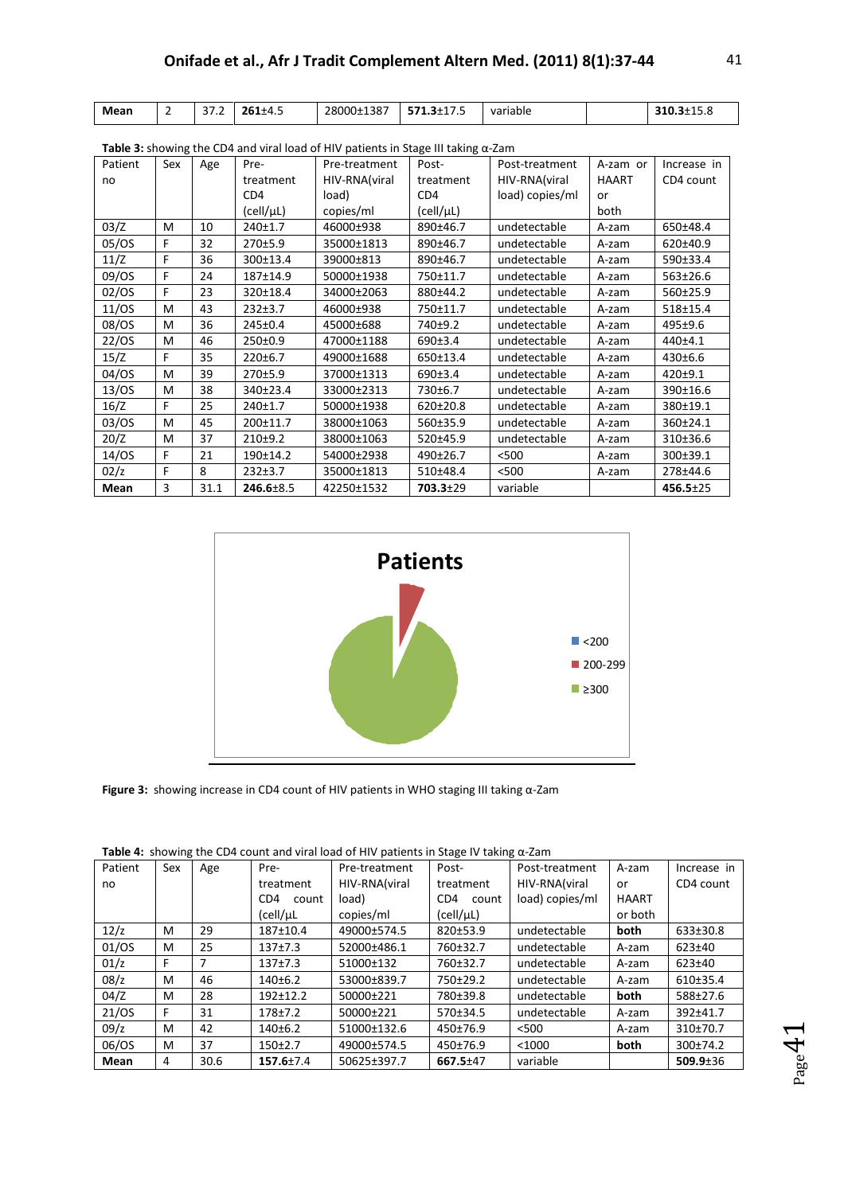| Mean | 2 | 37.2 | **261**±4.5 | 28000±1387 | **571.3**±17.5 | variable | | **310.3**±15.8 |
|---|---|---|---|---|---|---|---|---|

**Table 3:** showing the CD4 and viral load of HIV patients in Stage III taking α-Zam

| Patient no | Sex | Age | Pre-treatment CD4 (cell/μL) | Pre-treatment HIV-RNA(viral load) copies/ml | Post-treatment CD4 (cell/μL) | Post-treatment HIV-RNA(viral load) copies/ml | A-zam or HAART or both | Increase in CD4 count |
|---|---|---|---|---|---|---|---|---|
| 03/Z | M | 10 | 240±1.7 | 46000±938 | 890±46.7 | undetectable | A-zam | 650±48.4 |
| 05/OS | F | 32 | 270±5.9 | 35000±1813 | 890±46.7 | undetectable | A-zam | 620±40.9 |
| 11/Z | F | 36 | 300±13.4 | 39000±813 | 890±46.7 | undetectable | A-zam | 590±33.4 |
| 09/OS | F | 24 | 187±14.9 | 50000±1938 | 750±11.7 | undetectable | A-zam | 563±26.6 |
| 02/OS | F | 23 | 320±18.4 | 34000±2063 | 880±44.2 | undetectable | A-zam | 560±25.9 |
| 11/OS | M | 43 | 232±3.7 | 46000±938 | 750±11.7 | undetectable | A-zam | 518±15.4 |
| 08/OS | M | 36 | 245±0.4 | 45000±688 | 740±9.2 | undetectable | A-zam | 495±9.6 |
| 22/OS | M | 46 | 250±0.9 | 47000±1188 | 690±3.4 | undetectable | A-zam | 440±4.1 |
| 15/Z | F | 35 | 220±6.7 | 49000±1688 | 650±13.4 | undetectable | A-zam | 430±6.6 |
| 04/OS | M | 39 | 270±5.9 | 37000±1313 | 690±3.4 | undetectable | A-zam | 420±9.1 |
| 13/OS | M | 38 | 340±23.4 | 33000±2313 | 730±6.7 | undetectable | A-zam | 390±16.6 |
| 16/Z | F | 25 | 240±1.7 | 50000±1938 | 620±20.8 | undetectable | A-zam | 380±19.1 |
| 03/OS | M | 45 | 200±11.7 | 38000±1063 | 560±35.9 | undetectable | A-zam | 360±24.1 |
| 20/Z | M | 37 | 210±9.2 | 38000±1063 | 520±45.9 | undetectable | A-zam | 310±36.6 |
| 14/OS | F | 21 | 190±14.2 | 54000±2938 | 490±26.7 | <500 | A-zam | 300±39.1 |
| 02/Z | F | 8 | 232±3.7 | 35000±1813 | 510±48.4 | <500 | A-zam | 278±44.6 |
| **Mean** | 3 | 31.1 | **246.6**±8.5 | 42250±1532 | **703.3**±29 | variable | | **456.5**±25 |

**Figure 3:** showing increase in CD4 count of HIV patients in WHO staging III taking α-Zam

**Table 4:** showing the CD4 count and viral load of HIV patients in Stage IV taking α-Zam

| Patient no | Sex | Age | Pre-treatment CD4 count (cell/μL | Pre-treatment HIV-RNA(viral load) copies/ml | Post-treatment CD4 count (cell/μL) | Post-treatment HIV-RNA(viral load) copies/ml | A-zam or HAART or both | Increase in CD4 count |
|---|---|---|---|---|---|---|---|---|
| 12/z | M | 29 | 187±10.4 | 49000±574.5 | 820±53.9 | undetectable | **both** | 633±30.8 |
| 01/OS | M | 25 | 137±7.3 | 52000±486.1 | 760±32.7 | undetectable | A-zam | 623±40 |
| 01/Z | F | 7 | 137±7.3 | 51000±132 | 760±32.7 | undetectable | A-zam | 623±40 |
| 08/z | M | 46 | 140±6.2 | 53000±839.7 | 750±29.2 | undetectable | A-zam | 610±35.4 |
| 04/Z | M | 28 | 192±12.2 | 50000±221 | 780±39.8 | undetectable | **both** | 588±27.6 |
| 21/OS | F | 31 | 178±7.2 | 50000±221 | 570±34.5 | undetectable | A-zam | 392±41.7 |
| 09/z | M | 42 | 140±6.2 | 51000±132.6 | 450±76.9 | <500 | A-zam | 310±70.7 |
| 06/OS | M | 37 | 150±2.7 | 49000±574.5 | 450±76.9 | <1000 | **both** | 300±74.2 |
| **Mean** | 4 | 30.6 | **157.6**±7.4 | 50625±397.7 | **667.5**±47 | variable | | **509.9**±36 |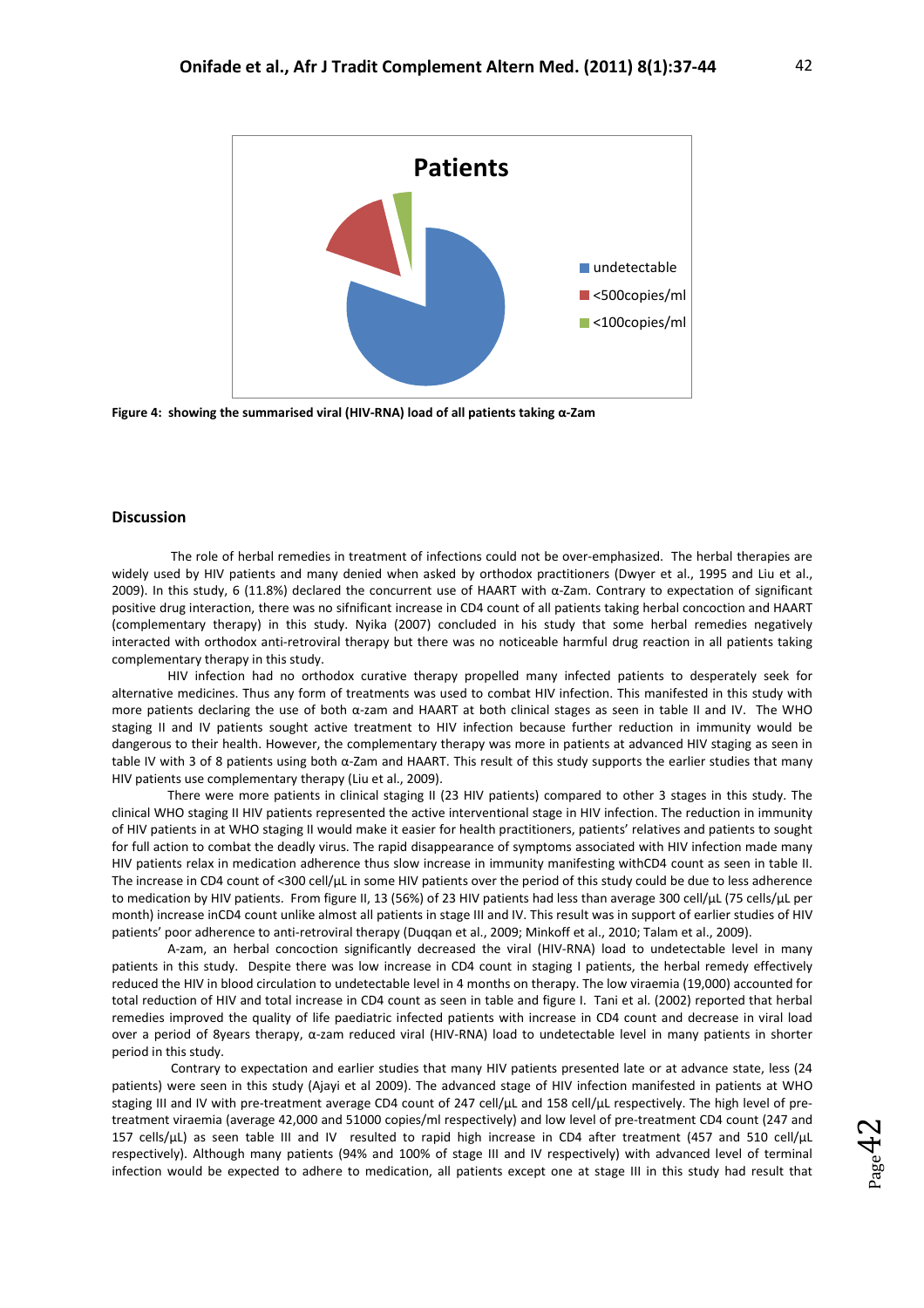**Figure 4: showing the summarised viral (HIV-RNA) load of all patients taking α-Zam**

## Discussion

The role of herbal remedies in treatment of infections could not be over-emphasized. The herbal therapies are widely used by HIV patients and many denied when asked by orthodox practitioners (Dwyer et al., 1995 and Liu et al., 2009). In this study, 6 (11.8%) declared the concurrent use of HAART with α-Zam. Contrary to expectation of significant positive drug interaction, there was no sifnificant increase in CD4 count of all patients taking herbal concoction and HAART (complementary therapy) in this study. Nyika (2007) concluded in his study that some herbal remedies negatively interacted with orthodox anti-retroviral therapy but there was no noticeable harmful drug reaction in all patients taking complementary therapy in this study.

HIV infection had no orthodox curative therapy propelled many infected patients to desperately seek for alternative medicines. Thus any form of treatments was used to combat HIV infection. This manifested in this study with more patients declaring the use of both α-zam and HAART at both clinical stages as seen in table II and IV. The WHO staging II and IV patients sought active treatment to HIV infection because further reduction in immunity would be dangerous to their health. However, the complementary therapy was more in patients at advanced HIV staging as seen in table IV with 3 of 8 patients using both α-Zam and HAART. This result of this study supports the earlier studies that many HIV patients use complementary therapy (Liu et al., 2009).

There were more patients in clinical staging II (23 HIV patients) compared to other 3 stages in this study. The clinical WHO staging II HIV patients represented the active interventional stage in HIV infection. The reduction in immunity of HIV patients in at WHO staging II would make it easier for health practitioners, patients' relatives and patients to sought for full action to combat the deadly virus. The rapid disappearance of symptoms associated with HIV infection made many HIV patients relax in medication adherence thus slow increase in immunity manifesting withCD4 count as seen in table II. The increase in CD4 count of <300 cell/μL in some HIV patients over the period of this study could be due to less adherence to medication by HIV patients. From figure II, 13 (56%) of 23 HIV patients had less than average 300 cell/μL (75 cells/μL per month) increase inCD4 count unlike almost all patients in stage III and IV. This result was in support of earlier studies of HIV patients' poor adherence to anti-retroviral therapy (Duqqan et al., 2009; Minkoff et al., 2010; Talam et al., 2009).

A-zam, an herbal concoction significantly decreased the viral (HIV-RNA) load to undetectable level in many patients in this study. Despite there was low increase in CD4 count in staging I patients, the herbal remedy effectively reduced the HIV in blood circulation to undetectable level in 4 months on therapy. The low viraemia (19,000) accounted for total reduction of HIV and total increase in CD4 count as seen in table and figure I. Tani et al. (2002) reported that herbal remedies improved the quality of life paediatric infected patients with increase in CD4 count and decrease in viral load over a period of 8years therapy, α-zam reduced viral (HIV-RNA) load to undetectable level in many patients in shorter period in this study.

Contrary to expectation and earlier studies that many HIV patients presented late or at advance state, less (24 patients) were seen in this study (Ajayi et al 2009). The advanced stage of HIV infection manifested in patients at WHO staging III and IV with pre-treatment average CD4 count of 247 cell/μL and 158 cell/μL respectively. The high level of pre-treatment viraemia (average 42,000 and 51000 copies/ml respectively) and low level of pre-treatment CD4 count (247 and 157 cells/μL) as seen table III and IV resulted to rapid high increase in CD4 after treatment (457 and 510 cell/μL respectively). Although many patients (94% and 100% of stage III and IV respectively) with advanced level of terminal infection would be expected to adhere to medication, all patients except one at stage III in this study had result that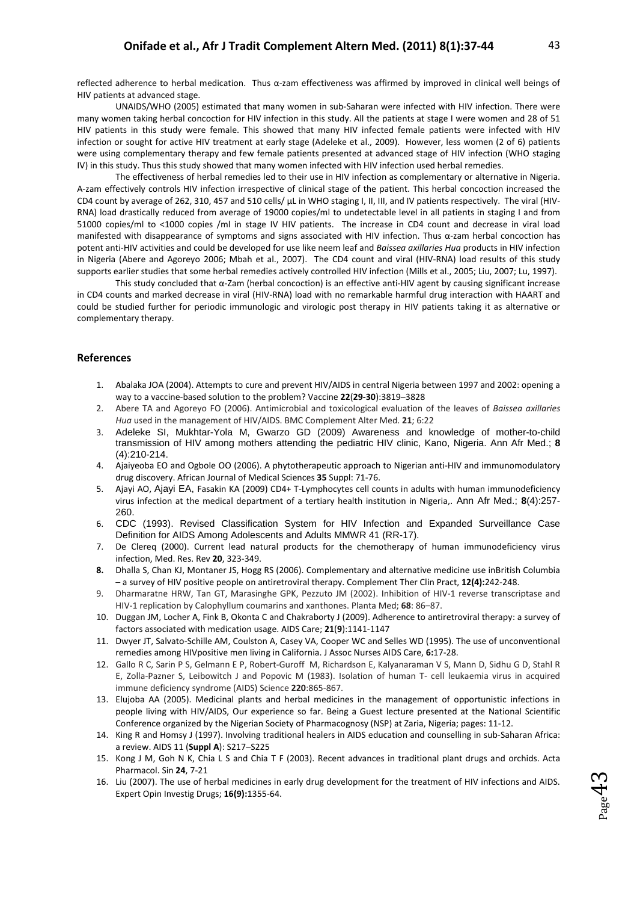reflected adherence to herbal medication. Thus α-zam effectiveness was affirmed by improved in clinical well beings of HIV patients at advanced stage.

UNAIDS/WHO (2005) estimated that many women in sub-Saharan were infected with HIV infection. There were many women taking herbal concoction for HIV infection in this study. All the patients at stage I were women and 28 of 51 HIV patients in this study were female. This showed that many HIV infected female patients were infected with HIV infection or sought for active HIV treatment at early stage (Adeleke et al., 2009). However, less women (2 of 6) patients were using complementary therapy and few female patients presented at advanced stage of HIV infection (WHO staging IV) in this study. Thus this study showed that many women infected with HIV infection used herbal remedies.

The effectiveness of herbal remedies led to their use in HIV infection as complementary or alternative in Nigeria. A-zam effectively controls HIV infection irrespective of clinical stage of the patient. This herbal concoction increased the CD4 count by average of 262, 310, 457 and 510 cells/ µL in WHO staging I, II, III, and IV patients respectively. The viral (HIV-RNA) load drastically reduced from average of 19000 copies/ml to undetectable level in all patients in staging I and from 51000 copies/ml to <1000 copies /ml in stage IV HIV patients. The increase in CD4 count and decrease in viral load manifested with disappearance of symptoms and signs associated with HIV infection. Thus α-zam herbal concoction has potent anti-HIV activities and could be developed for use like neem leaf and *Baissea axillaries Hua* products in HIV infection in Nigeria (Abere and Agoreyo 2006; Mbah et al., 2007). The CD4 count and viral (HIV-RNA) load results of this study supports earlier studies that some herbal remedies actively controlled HIV infection (Mills et al., 2005; Liu, 2007; Lu, 1997).

This study concluded that α-Zam (herbal concoction) is an effective anti-HIV agent by causing significant increase in CD4 counts and marked decrease in viral (HIV-RNA) load with no remarkable harmful drug interaction with HAART and could be studied further for periodic immunologic and virologic post therapy in HIV patients taking it as alternative or complementary therapy.

## References

1. Abalaka JOA (2004). Attempts to cure and prevent HIV/AIDS in central Nigeria between 1997 and 2002: opening a way to a vaccine-based solution to the problem? Vaccine **22**(**29-30**):3819–3828
2. Abere TA and Agoreyo FO (2006). Antimicrobial and toxicological evaluation of the leaves of *Baissea axillaries Hua* used in the management of HIV/AIDS. BMC Complement Alter Med. **21**; 6:22
3. Adeleke SI, Mukhtar-Yola M, Gwarzo GD (2009) Awareness and knowledge of mother-to-child transmission of HIV among mothers attending the pediatric HIV clinic, Kano, Nigeria. Ann Afr Med.; **8** (4):210-214.
4. Ajaiyeoba EO and Ogbole OO (2006). A phytotherapeutic approach to Nigerian anti-HIV and immunomodulatory drug discovery. African Journal of Medical Sciences **35** Suppl: 71-76.
5. Ajayi AO, Ajayi EA, Fasakin KA (2009) CD4+ T-Lymphocytes cell counts in adults with human immunodeficiency virus infection at the medical department of a tertiary health institution in Nigeria,. Ann Afr Med.; **8**(4):257-260.
6. CDC (1993). Revised Classification System for HIV Infection and Expanded Surveillance Case Definition for AIDS Among Adolescents and Adults MMWR 41 (RR-17).
7. De Clereq (2000). Current lead natural products for the chemotherapy of human immunodeficiency virus infection, Med. Res. Rev **20**, 323-349.
8. Dhalla S, Chan KJ, Montaner JS, Hogg RS (2006). Complementary and alternative medicine use inBritish Columbia – a survey of HIV positive people on antiretroviral therapy. Complement Ther Clin Pract, **12(4):**242-248.
9. Dharmaratne HRW, Tan GT, Marasinghe GPK, Pezzuto JM (2002). Inhibition of HIV-1 reverse transcriptase and HIV-1 replication by Calophyllum coumarins and xanthones. Planta Med; **68**: 86–87.
10. Duggan JM, Locher A, Fink B, Okonta C and Chakraborty J (2009). Adherence to antiretroviral therapy: a survey of factors associated with medication usage. AIDS Care; **21**(**9**):1141-1147
11. Dwyer JT, Salvato-Schille AM, Coulston A, Casey VA, Cooper WC and Selles WD (1995). The use of unconventional remedies among HIVpositive men living in California. J Assoc Nurses AIDS Care, **6:**17-28.
12. Gallo R C, Sarin P S, Gelmann E P, Robert-Guroff M, Richardson E, Kalyanaraman V S, Mann D, Sidhu G D, Stahl R E, Zolla-Pazner S, Leibowitch J and Popovic M (1983). Isolation of human T- cell leukaemia virus in acquired immune deficiency syndrome (AIDS) Science **220**:865-867.
13. Elujoba AA (2005). Medicinal plants and herbal medicines in the management of opportunistic infections in people living with HIV/AIDS, Our experience so far. Being a Guest lecture presented at the National Scientific Conference organized by the Nigerian Society of Pharmacognosy (NSP) at Zaria, Nigeria; pages: 11-12.
14. King R and Homsy J (1997). Involving traditional healers in AIDS education and counselling in sub-Saharan Africa: a review. AIDS 11 (**Suppl A**): S217–S225
15. Kong J M, Goh N K, Chia L S and Chia T F (2003). Recent advances in traditional plant drugs and orchids. Acta Pharmacol. Sin **24**, 7-21
16. Liu (2007). The use of herbal medicines in early drug development for the treatment of HIV infections and AIDS. Expert Opin Investig Drugs; **16(9):**1355-64.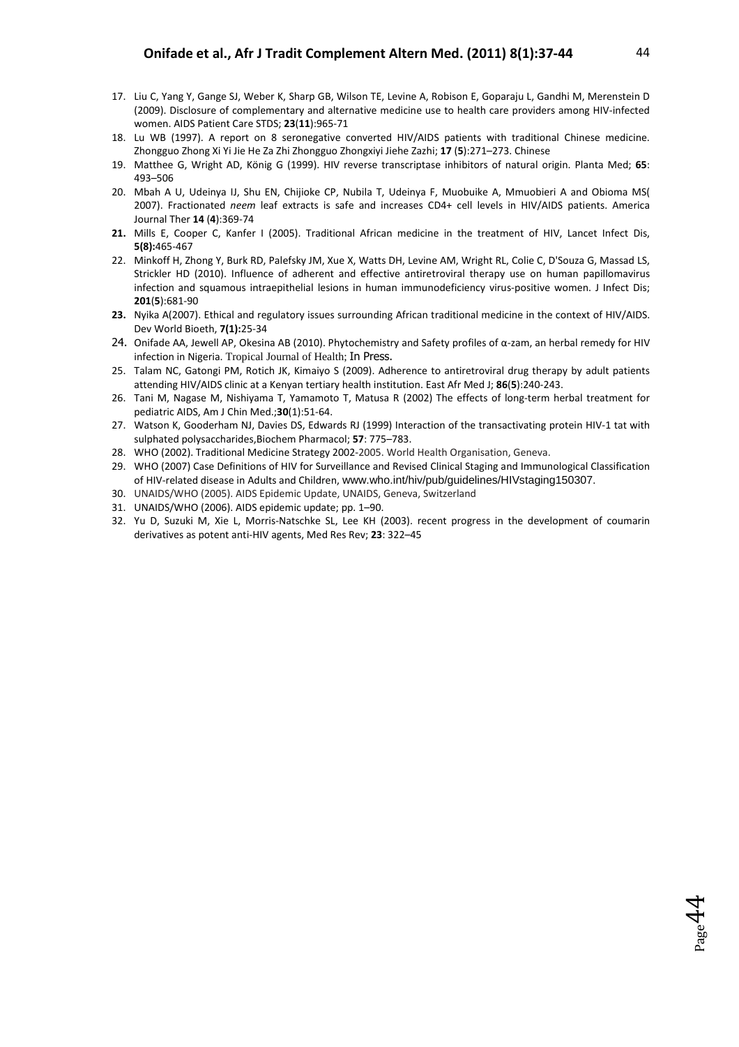17. Liu C, Yang Y, Gange SJ, Weber K, Sharp GB, Wilson TE, Levine A, Robison E, Goparaju L, Gandhi M, Merenstein D (2009). Disclosure of complementary and alternative medicine use to health care providers among HIV-infected women. AIDS Patient Care STDS; **23**(**11**):965-71
18. Lu WB (1997). A report on 8 seronegative converted HIV/AIDS patients with traditional Chinese medicine. Zhongguo Zhong Xi Yi Jie He Za Zhi Zhongguo Zhongxiyi Jiehe Zazhi; **17** (**5**):271–273. Chinese
19. Matthee G, Wright AD, König G (1999). HIV reverse transcriptase inhibitors of natural origin. Planta Med; **65**: 493–506
20. Mbah A U, Udeinya IJ, Shu EN, Chijioke CP, Nubila T, Udeinya F, Muobuike A, Mmuobieri A and Obioma MS( 2007). Fractionated *neem* leaf extracts is safe and increases CD4+ cell levels in HIV/AIDS patients. America Journal Ther **14** (**4**):369-74
21. Mills E, Cooper C, Kanfer I (2005). Traditional African medicine in the treatment of HIV, Lancet Infect Dis, **5(8):**465-467
22. Minkoff H, Zhong Y, Burk RD, Palefsky JM, Xue X, Watts DH, Levine AM, Wright RL, Colie C, D'Souza G, Massad LS, Strickler HD (2010). Influence of adherent and effective antiretroviral therapy use on human papillomavirus infection and squamous intraepithelial lesions in human immunodeficiency virus-positive women. J Infect Dis; **201**(**5**):681-90
23. Nyika A(2007). Ethical and regulatory issues surrounding African traditional medicine in the context of HIV/AIDS. Dev World Bioeth, **7(1):**25-34
24. Onifade AA, Jewell AP, Okesina AB (2010). Phytochemistry and Safety profiles of α-zam, an herbal remedy for HIV infection in Nigeria. Tropical Journal of Health; In Press.
25. Talam NC, Gatongi PM, Rotich JK, Kimaiyo S (2009). Adherence to antiretroviral drug therapy by adult patients attending HIV/AIDS clinic at a Kenyan tertiary health institution. East Afr Med J; **86**(**5**):240-243.
26. Tani M, Nagase M, Nishiyama T, Yamamoto T, Matusa R (2002) The effects of long-term herbal treatment for pediatric AIDS, Am J Chin Med.;**30**(1):51-64.
27. Watson K, Gooderham NJ, Davies DS, Edwards RJ (1999) Interaction of the transactivating protein HIV-1 tat with sulphated polysaccharides,Biochem Pharmacol; **57**: 775–783.
28. WHO (2002). Traditional Medicine Strategy 2002-2005. World Health Organisation, Geneva.
29. WHO (2007) Case Definitions of HIV for Surveillance and Revised Clinical Staging and Immunological Classification of HIV-related disease in Adults and Children, www.who.int/hiv/pub/guidelines/HIVstaging150307.
30. UNAIDS/WHO (2005). AIDS Epidemic Update, UNAIDS, Geneva, Switzerland
31. UNAIDS/WHO (2006). AIDS epidemic update; pp. 1–90.
32. Yu D, Suzuki M, Xie L, Morris-Natschke SL, Lee KH (2003). recent progress in the development of coumarin derivatives as potent anti-HIV agents, Med Res Rev; **23**: 322–45